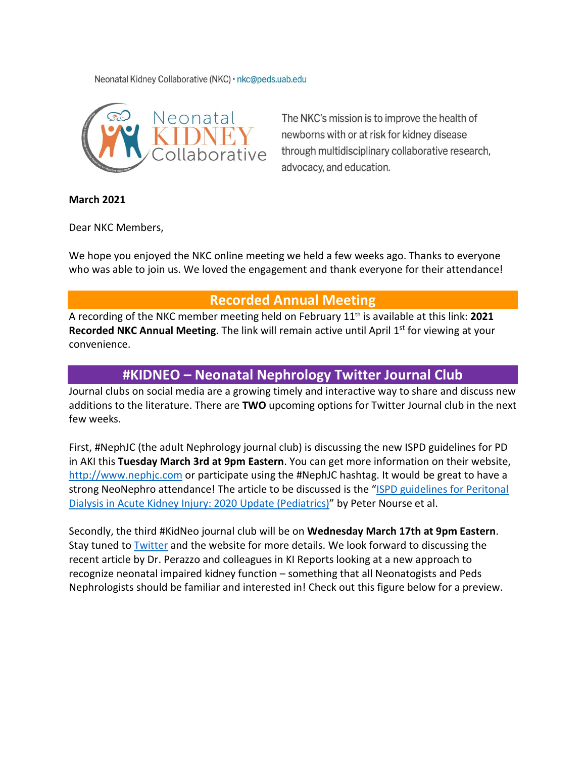Neonatal Kidney Collaborative (NKC) · nkc@peds.uab.edu

Neonatal KIDNEY Collaborative

The NKC's mission is to improve the health of newborns with or at risk for kidney disease through multidisciplinary collaborative research, advocacy, and education.

**March 2021**

Dear NKC Members,

We hope you enjoyed the NKC online meeting we held a few weeks ago. Thanks to everyone who was able to join us. We loved the engagement and thank everyone for their attendance!

## Recorded Annual Meeting

A recording of the NKC member meeting held on February 11th is available at this link: **2021 Recorded NKC Annual Meeting**. The link will remain active until April 1st for viewing at your convenience.

## #KIDNEO – Neonatal Nephrology Twitter Journal Club

Journal clubs on social media are a growing timely and interactive way to share and discuss new additions to the literature. There are **TWO** upcoming options for Twitter Journal club in the next few weeks.

First, #NephJC (the adult Nephrology journal club) is discussing the new ISPD guidelines for PD in AKI this **Tuesday March 3rd at 9pm Eastern**. You can get more information on their website, [http://www.nephjc.com](http://www.nephjc.com) or participate using the #NephJC hashtag. It would be great to have a strong NeoNephro attendance! The article to be discussed is the "[ISPD guidelines for Peritonal Dialysis in Acute Kidney Injury: 2020 Update (Pediatrics)]()" by Peter Nourse et al.

Secondly, the third #KidNeo journal club will be on **Wednesday March 17th at 9pm Eastern**. Stay tuned to [Twitter]() and the website for more details. We look forward to discussing the recent article by Dr. Perazzo and colleagues in KI Reports looking at a new approach to recognize neonatal impaired kidney function – something that all Neonatogists and Peds Nephrologists should be familiar and interested in! Check out this figure below for a preview.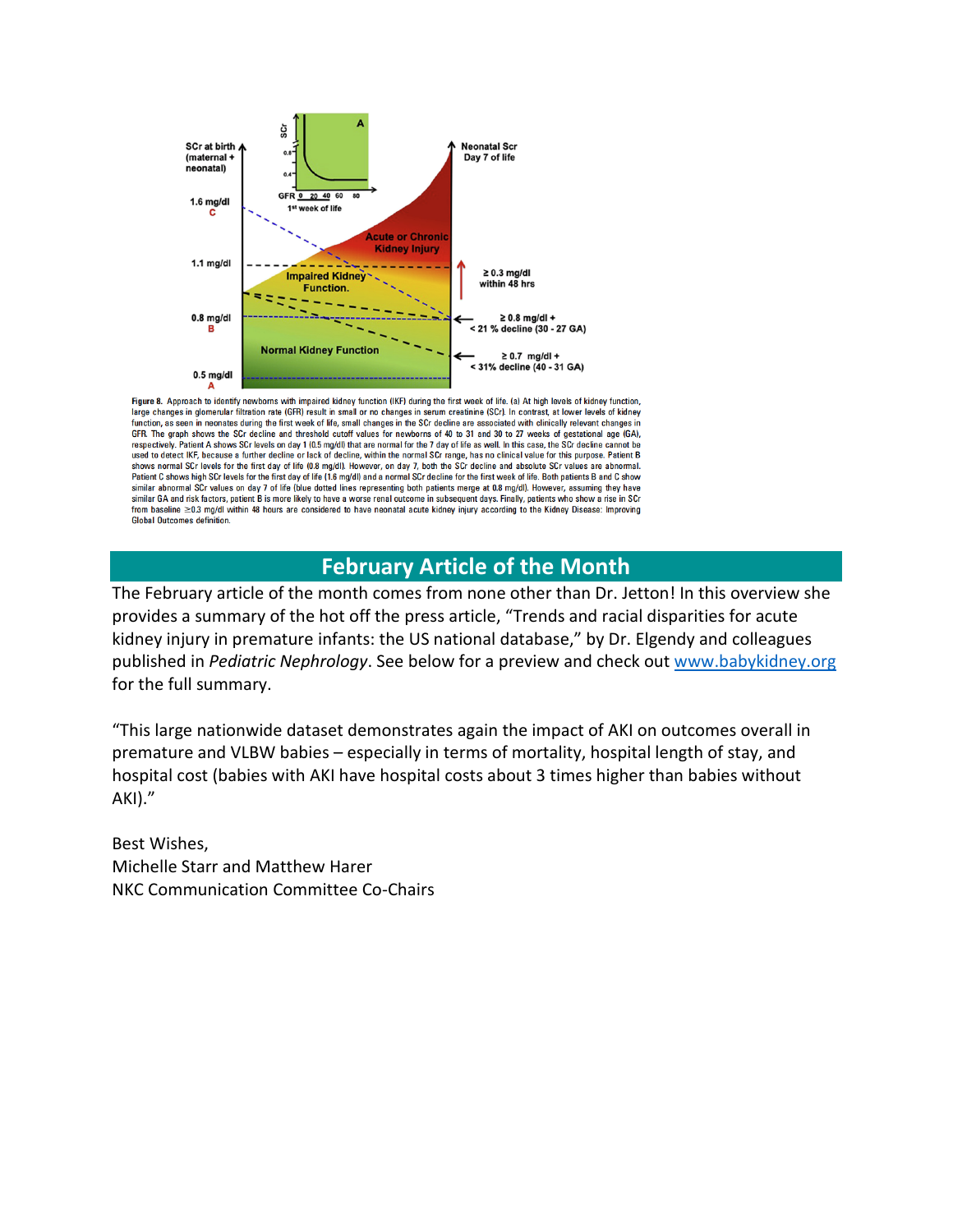SCr at birth (maternal + neonatal)

1.6 mg/dl C

1.1 mg/dl

0.8 mg/dl B

0.5 mg/dl A

SCr

A

0.8

0.4

GFR 0 20 40 60 80

1st week of life

Neonatal Scr Day 7 of life

Acute or Chronic Kidney Injury

Impaired Kidney Function.

Normal Kidney Function

≥ 0.3 mg/dl within 48 hrs

≥ 0.8 mg/dl + < 21 % decline (30 - 27 GA)

≥ 0.7 mg/dl + < 31% decline (40 - 31 GA)

**Figure 8.** Approach to identify newborns with impaired kidney function (IKF) during the first week of life. (a) At high levels of kidney function, large changes in glomerular filtration rate (GFR) result in small or no changes in serum creatinine (SCr). In contrast, at lower levels of kidney function, as seen in neonates during the first week of life, small changes in the SCr decline are associated with clinically relevant changes in GFR. The graph shows the SCr decline and threshold cutoff values for newborns of 40 to 31 and 30 to 27 weeks of gestational age (GA), respectively. Patient A shows SCr levels on day 1 (0.5 mg/dl) that are normal for the 7 day of life as well. In this case, the SCr decline cannot be used to detect IKF, because a further decline or lack of decline, within the normal SCr range, has no clinical value for this purpose. Patient B shows normal SCr levels for the first day of life (0.8 mg/dl). However, on day 7, both the SCr decline and absolute SCr values are abnormal. Patient C shows high SCr levels for the first day of life (1.6 mg/dl) and a normal SCr decline for the first week of life. Both patients B and C show similar abnormal SCr values on day 7 of life (blue dotted lines representing both patients merge at 0.8 mg/dl). However, assuming they have similar GA and risk factors, patient B is more likely to have a worse renal outcome in subsequent days. Finally, patients who show a rise in SCr from baseline ≥0.3 mg/dl within 48 hours are considered to have neonatal acute kidney injury according to the Kidney Disease: Improving Global Outcomes definition.

## February Article of the Month

The February article of the month comes from none other than Dr. Jetton! In this overview she provides a summary of the hot off the press article, "Trends and racial disparities for acute kidney injury in premature infants: the US national database," by Dr. Elgendy and colleagues published in *Pediatric Nephrology*. See below for a preview and check out [www.babykidney.org](http://www.babykidney.org) for the full summary.

"This large nationwide dataset demonstrates again the impact of AKI on outcomes overall in premature and VLBW babies – especially in terms of mortality, hospital length of stay, and hospital cost (babies with AKI have hospital costs about 3 times higher than babies without AKI)."

Best Wishes,
Michelle Starr and Matthew Harer
NKC Communication Committee Co-Chairs